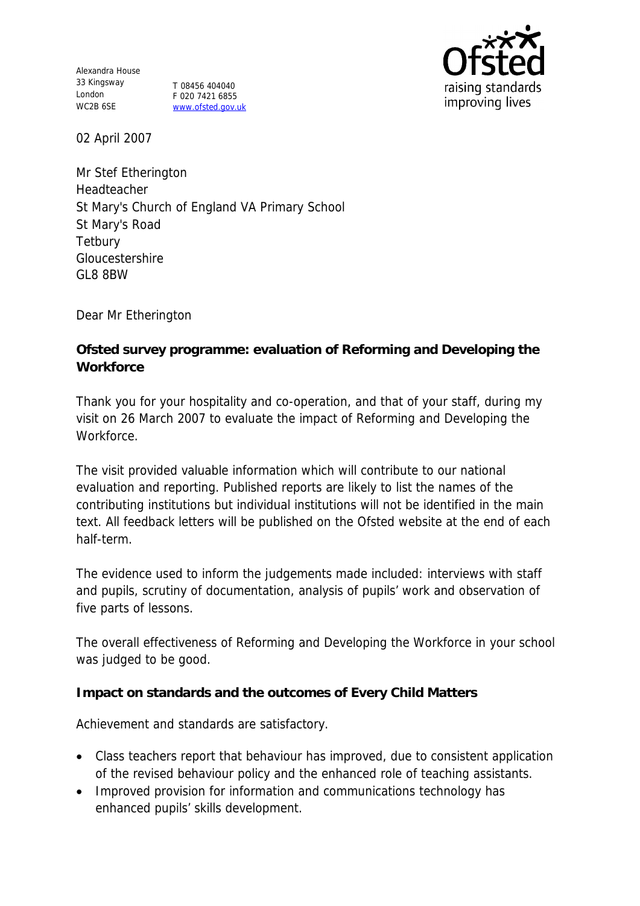Alexandra House
33 Kingsway
London
WC2B 6SE

T 08456 404040
F 020 7421 6855
www.ofsted.gov.uk

02 April 2007

Mr Stef Etherington
Headteacher
St Mary's Church of England VA Primary School
St Mary's Road
Tetbury
Gloucestershire
GL8 8BW

Dear Mr Etherington

**Ofsted survey programme: evaluation of Reforming and Developing the Workforce**

Thank you for your hospitality and co-operation, and that of your staff, during my visit on 26 March 2007 to evaluate the impact of Reforming and Developing the Workforce.

The visit provided valuable information which will contribute to our national evaluation and reporting. Published reports are likely to list the names of the contributing institutions but individual institutions will not be identified in the main text. All feedback letters will be published on the Ofsted website at the end of each half-term.

The evidence used to inform the judgements made included: interviews with staff and pupils, scrutiny of documentation, analysis of pupils' work and observation of five parts of lessons.

The overall effectiveness of Reforming and Developing the Workforce in your school was judged to be good.

**Impact on standards and the outcomes of Every Child Matters**

Achievement and standards are satisfactory.

- Class teachers report that behaviour has improved, due to consistent application of the revised behaviour policy and the enhanced role of teaching assistants.
- Improved provision for information and communications technology has enhanced pupils' skills development.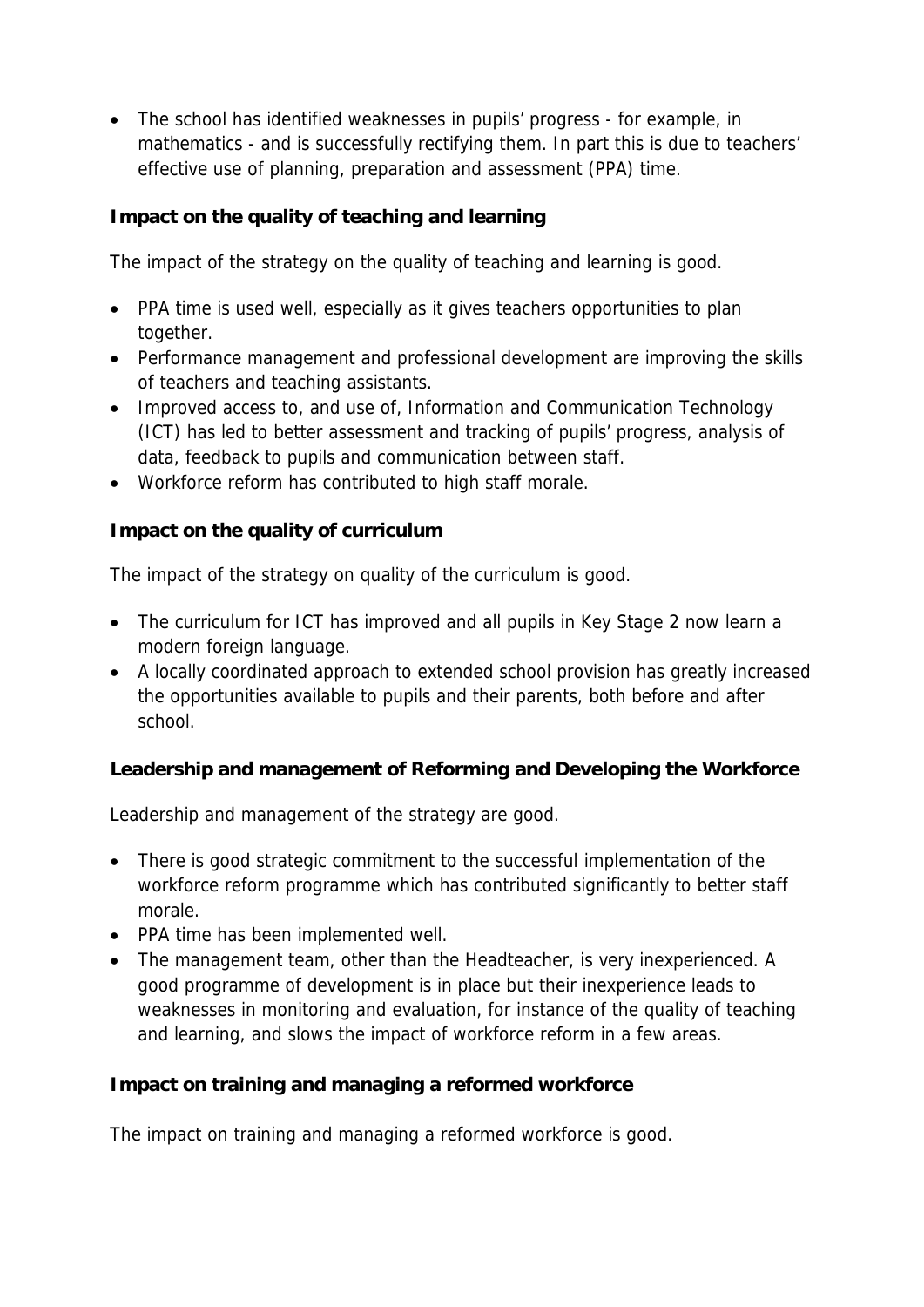- The school has identified weaknesses in pupils' progress - for example, in mathematics - and is successfully rectifying them. In part this is due to teachers' effective use of planning, preparation and assessment (PPA) time.

**Impact on the quality of teaching and learning**

The impact of the strategy on the quality of teaching and learning is good.

- PPA time is used well, especially as it gives teachers opportunities to plan together.
- Performance management and professional development are improving the skills of teachers and teaching assistants.
- Improved access to, and use of, Information and Communication Technology (ICT) has led to better assessment and tracking of pupils' progress, analysis of data, feedback to pupils and communication between staff.
- Workforce reform has contributed to high staff morale.

**Impact on the quality of curriculum**

The impact of the strategy on quality of the curriculum is good.

- The curriculum for ICT has improved and all pupils in Key Stage 2 now learn a modern foreign language.
- A locally coordinated approach to extended school provision has greatly increased the opportunities available to pupils and their parents, both before and after school.

**Leadership and management of Reforming and Developing the Workforce**

Leadership and management of the strategy are good.

- There is good strategic commitment to the successful implementation of the workforce reform programme which has contributed significantly to better staff morale.
- PPA time has been implemented well.
- The management team, other than the Headteacher, is very inexperienced. A good programme of development is in place but their inexperience leads to weaknesses in monitoring and evaluation, for instance of the quality of teaching and learning, and slows the impact of workforce reform in a few areas.

**Impact on training and managing a reformed workforce**

The impact on training and managing a reformed workforce is good.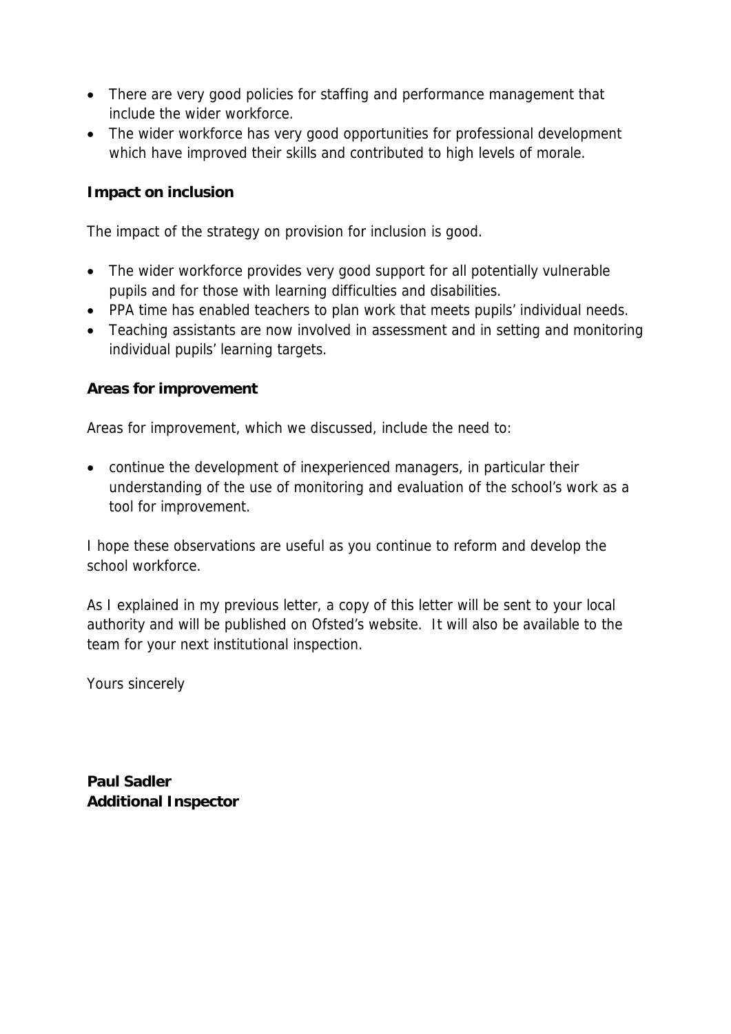- There are very good policies for staffing and performance management that include the wider workforce.
- The wider workforce has very good opportunities for professional development which have improved their skills and contributed to high levels of morale.

**Impact on inclusion**

The impact of the strategy on provision for inclusion is good.

- The wider workforce provides very good support for all potentially vulnerable pupils and for those with learning difficulties and disabilities.
- PPA time has enabled teachers to plan work that meets pupils' individual needs.
- Teaching assistants are now involved in assessment and in setting and monitoring individual pupils' learning targets.

**Areas for improvement**

Areas for improvement, which we discussed, include the need to:

- continue the development of inexperienced managers, in particular their understanding of the use of monitoring and evaluation of the school's work as a tool for improvement.

I hope these observations are useful as you continue to reform and develop the school workforce.

As I explained in my previous letter, a copy of this letter will be sent to your local authority and will be published on Ofsted's website. It will also be available to the team for your next institutional inspection.

Yours sincerely

**Paul Sadler**
**Additional Inspector**